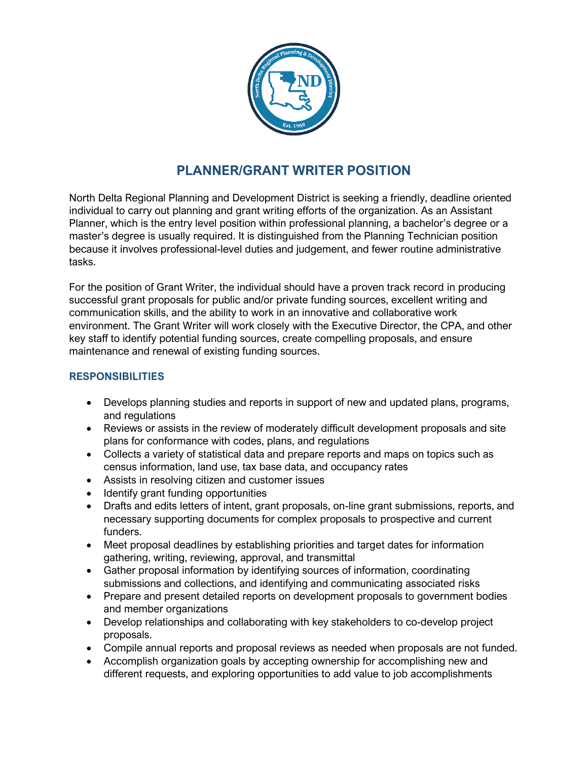# PLANNER/GRANT WRITER POSITION

North Delta Regional Planning and Development District is seeking a friendly, deadline oriented individual to carry out planning and grant writing efforts of the organization. As an Assistant Planner, which is the entry level position within professional planning, a bachelor's degree or a master's degree is usually required. It is distinguished from the Planning Technician position because it involves professional-level duties and judgement, and fewer routine administrative tasks.

For the position of Grant Writer, the individual should have a proven track record in producing successful grant proposals for public and/or private funding sources, excellent writing and communication skills, and the ability to work in an innovative and collaborative work environment. The Grant Writer will work closely with the Executive Director, the CPA, and other key staff to identify potential funding sources, create compelling proposals, and ensure maintenance and renewal of existing funding sources.

## RESPONSIBILITIES

- Develops planning studies and reports in support of new and updated plans, programs, and regulations
- Reviews or assists in the review of moderately difficult development proposals and site plans for conformance with codes, plans, and regulations
- Collects a variety of statistical data and prepare reports and maps on topics such as census information, land use, tax base data, and occupancy rates
- Assists in resolving citizen and customer issues
- Identify grant funding opportunities
- Drafts and edits letters of intent, grant proposals, on-line grant submissions, reports, and necessary supporting documents for complex proposals to prospective and current funders.
- Meet proposal deadlines by establishing priorities and target dates for information gathering, writing, reviewing, approval, and transmittal
- Gather proposal information by identifying sources of information, coordinating submissions and collections, and identifying and communicating associated risks
- Prepare and present detailed reports on development proposals to government bodies and member organizations
- Develop relationships and collaborating with key stakeholders to co-develop project proposals.
- Compile annual reports and proposal reviews as needed when proposals are not funded.
- Accomplish organization goals by accepting ownership for accomplishing new and different requests, and exploring opportunities to add value to job accomplishments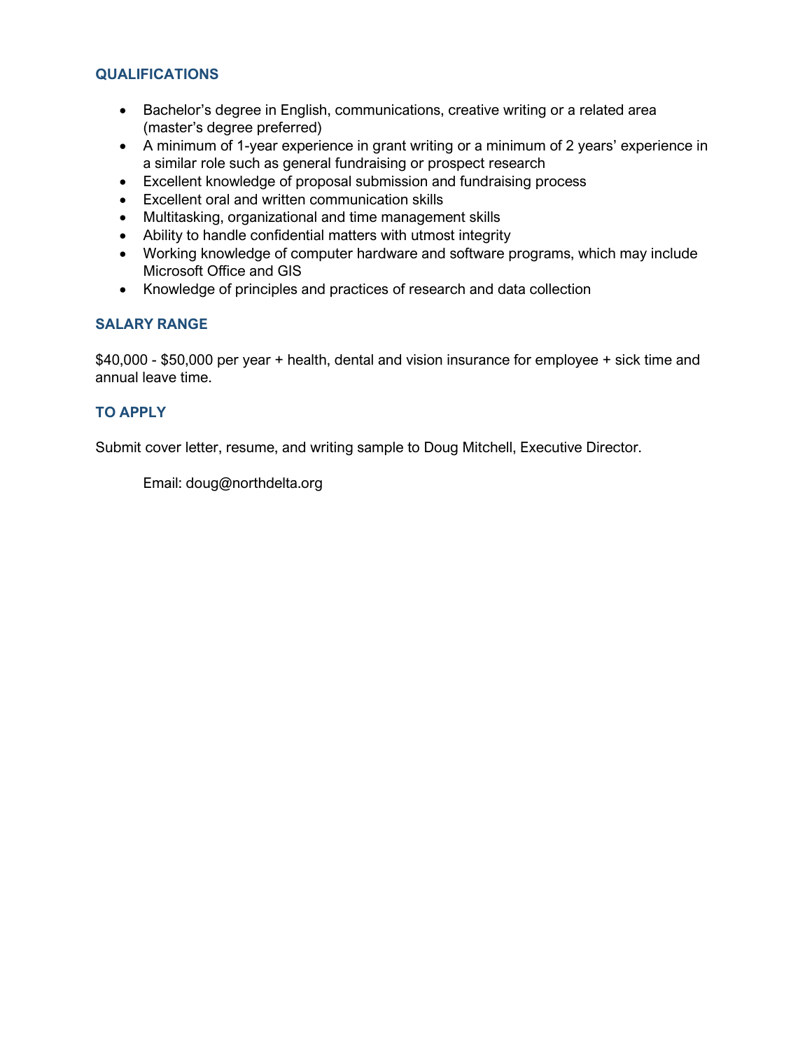## QUALIFICATIONS

- Bachelor's degree in English, communications, creative writing or a related area (master's degree preferred)
- A minimum of 1-year experience in grant writing or a minimum of 2 years' experience in a similar role such as general fundraising or prospect research
- Excellent knowledge of proposal submission and fundraising process
- Excellent oral and written communication skills
- Multitasking, organizational and time management skills
- Ability to handle confidential matters with utmost integrity
- Working knowledge of computer hardware and software programs, which may include Microsoft Office and GIS
- Knowledge of principles and practices of research and data collection

## SALARY RANGE

$40,000 - $50,000 per year + health, dental and vision insurance for employee + sick time and annual leave time.

## TO APPLY

Submit cover letter, resume, and writing sample to Doug Mitchell, Executive Director.

Email: doug@northdelta.org